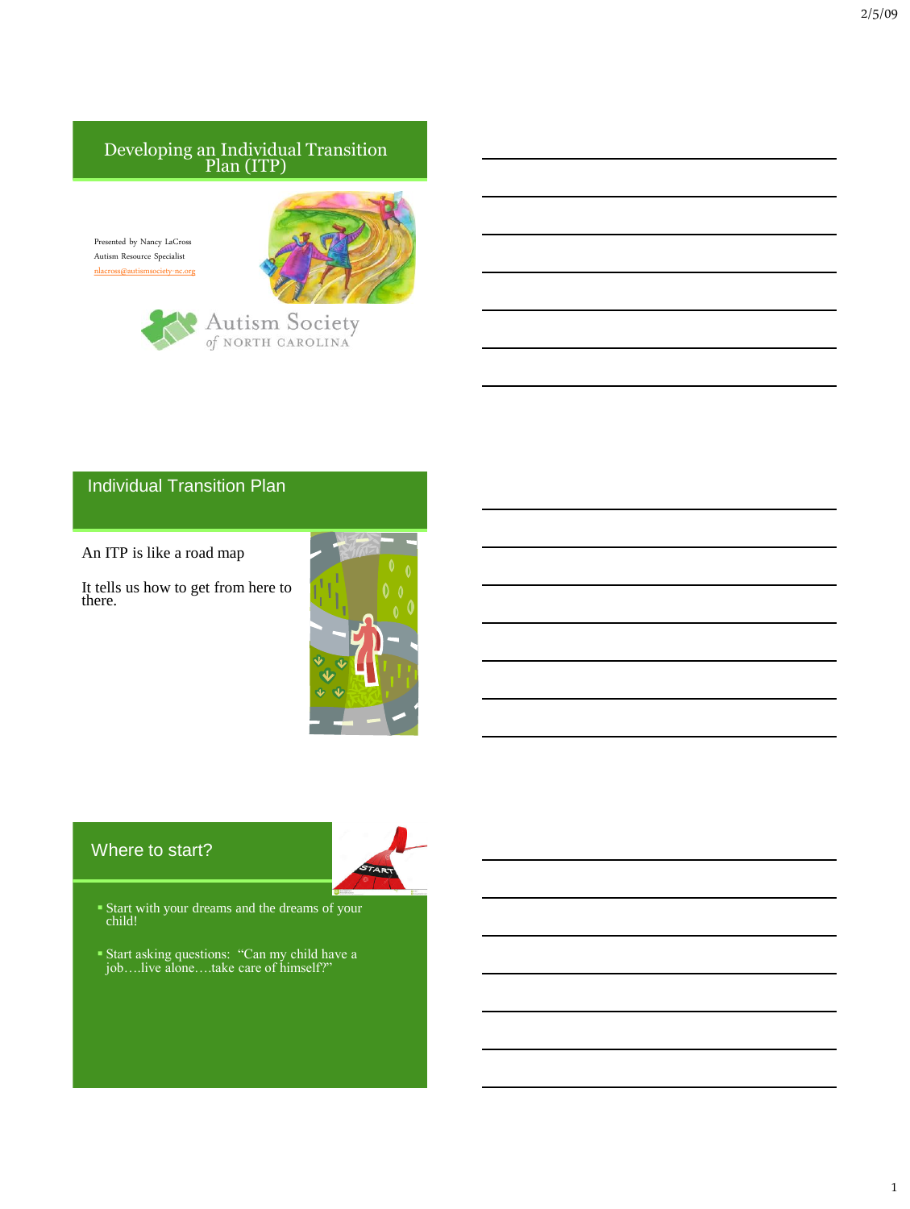## Developing an Individual Transition Plan (ITP)

Presented by Nancy LaCross
Autism Resource Specialist
nlacross@autismsociety-nc.org

Autism Society of NORTH CAROLINA

## Individual Transition Plan

An ITP is like a road map

It tells us how to get from here to there.

## Where to start?

- Start with your dreams and the dreams of your child!
- Start asking questions: "Can my child have a job….live alone….take care of himself?"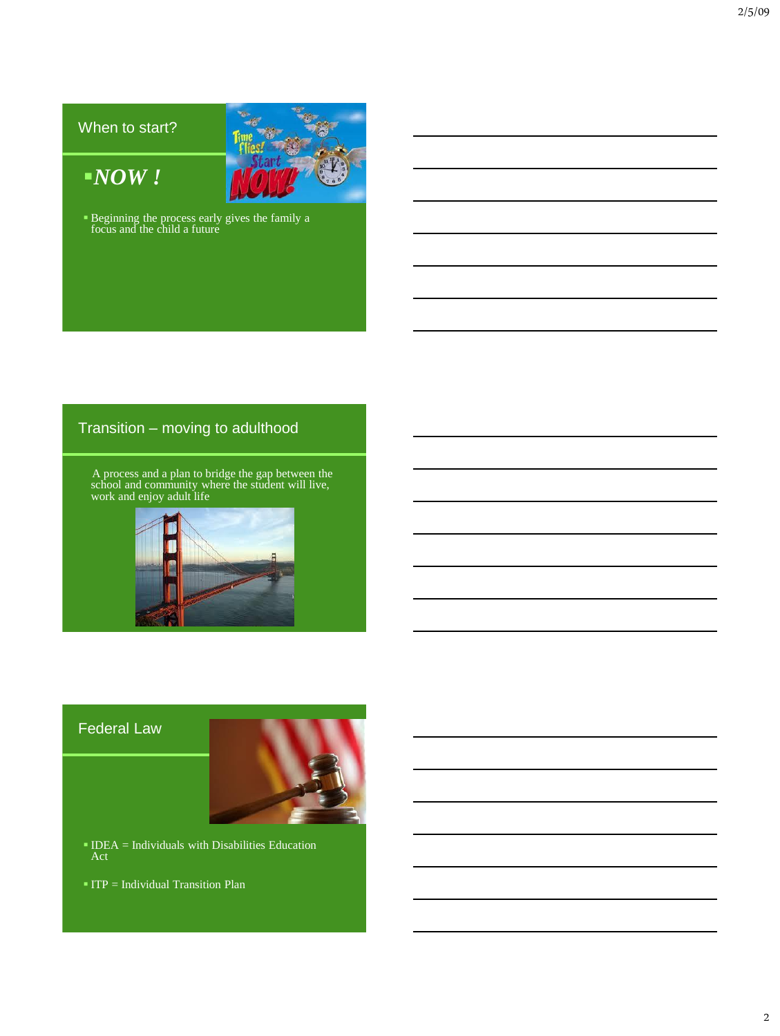## When to start?

- ***NOW !***

- Beginning the process early gives the family a focus and the child a future

## Transition – moving to adulthood

A process and a plan to bridge the gap between the school and community where the student will live, work and enjoy adult life

## Federal Law

- IDEA = Individuals with Disabilities Education Act

- ITP = Individual Transition Plan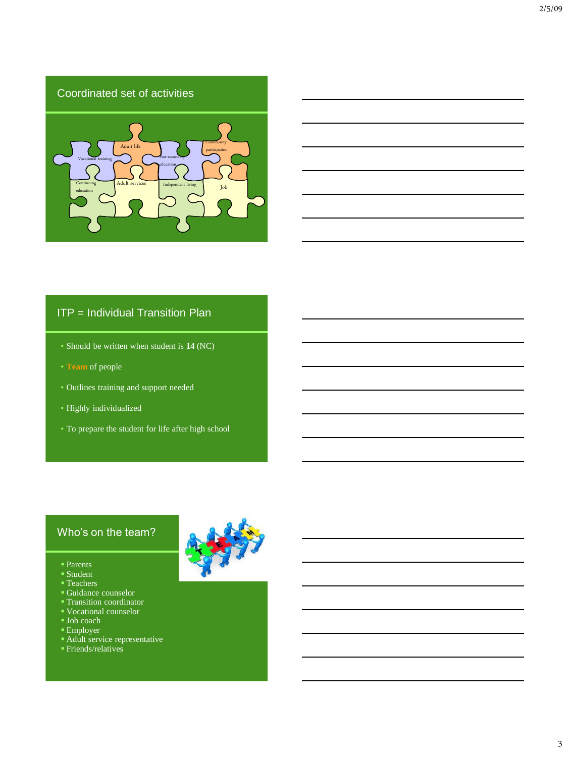## Coordinated set of activities

Vocational training
Adult life
Post-secondary education
Community participation
Continuing education
Adult services
Independent living
Job

## ITP = Individual Transition Plan

- Should be written when student is **14** (NC)
- **Team** of people
- Outlines training and support needed
- Highly individualized
- To prepare the student for life after high school

## Who's on the team?

- Parents
- Student
- Teachers
- Guidance counselor
- Transition coordinator
- Vocational counselor
- Job coach
- Employer
- Adult service representative
- Friends/relatives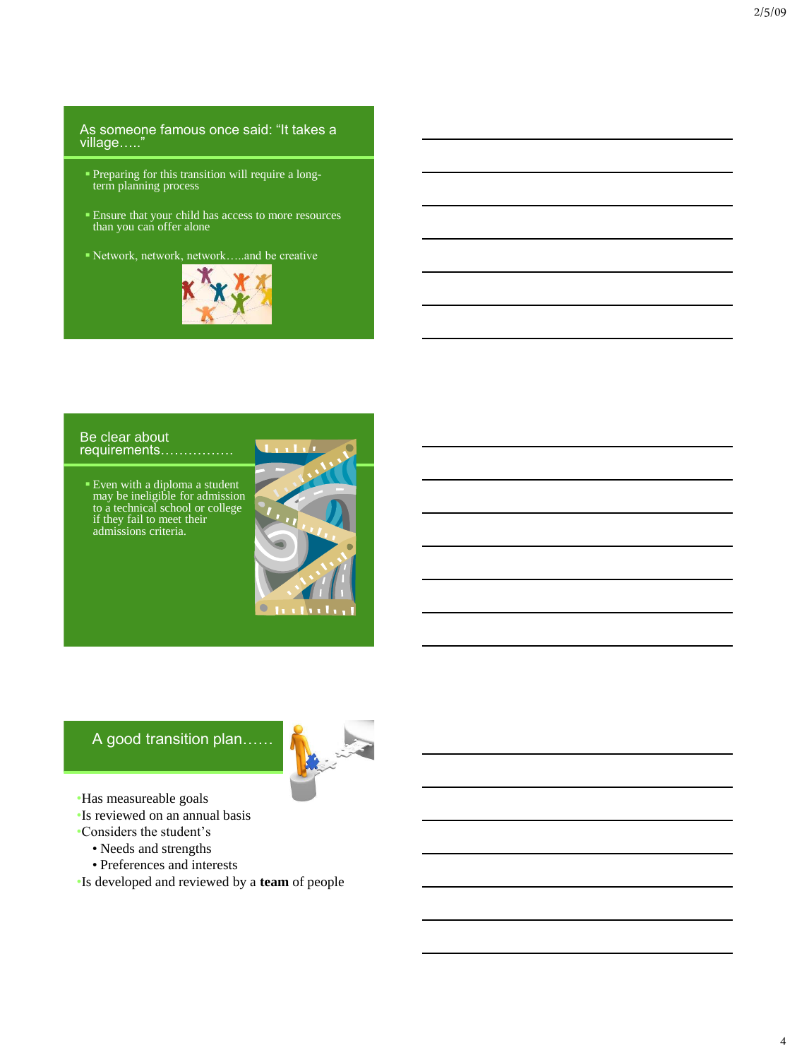## As someone famous once said: "It takes a village….."

- Preparing for this transition will require a long-term planning process
- Ensure that your child has access to more resources than you can offer alone
- Network, network, network…..and be creative

## Be clear about requirements…………….

- Even with a diploma a student may be ineligible for admission to a technical school or college if they fail to meet their admissions criteria.

## A good transition plan……

- Has measureable goals
- Is reviewed on an annual basis
- Considers the student's
  - Needs and strengths
  - Preferences and interests
- Is developed and reviewed by a **team** of people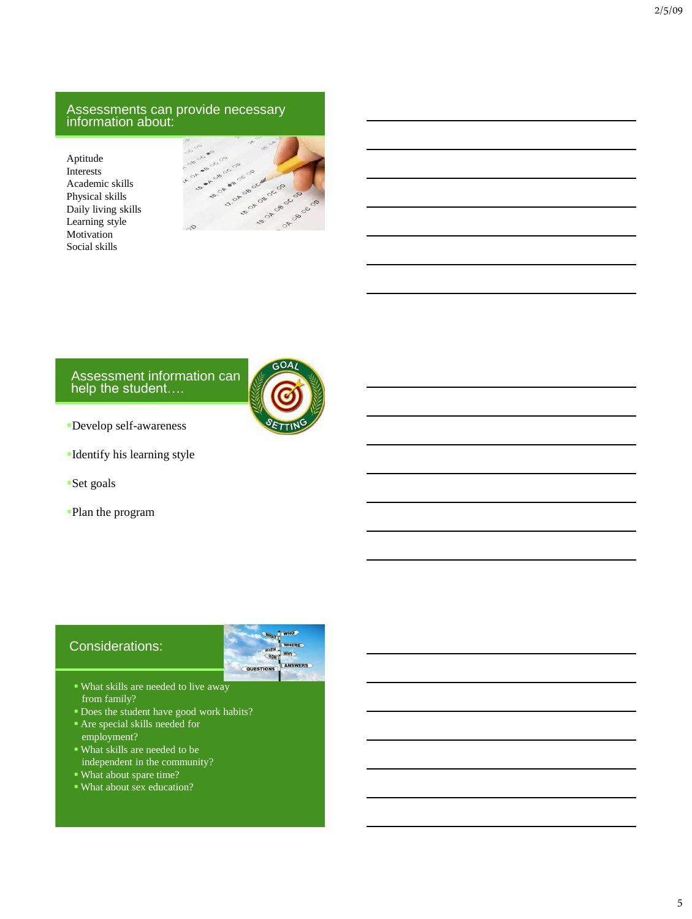## Assessments can provide necessary information about:

Aptitude
Interests
Academic skills
Physical skills
Daily living skills
Learning style
Motivation
Social skills

## Assessment information can help the student….

- Develop self-awareness
- Identify his learning style
- Set goals
- Plan the program

## Considerations:

- What skills are needed to live away from family?
- Does the student have good work habits?
- Are special skills needed for employment?
- What skills are needed to be independent in the community?
- What about spare time?
- What about sex education?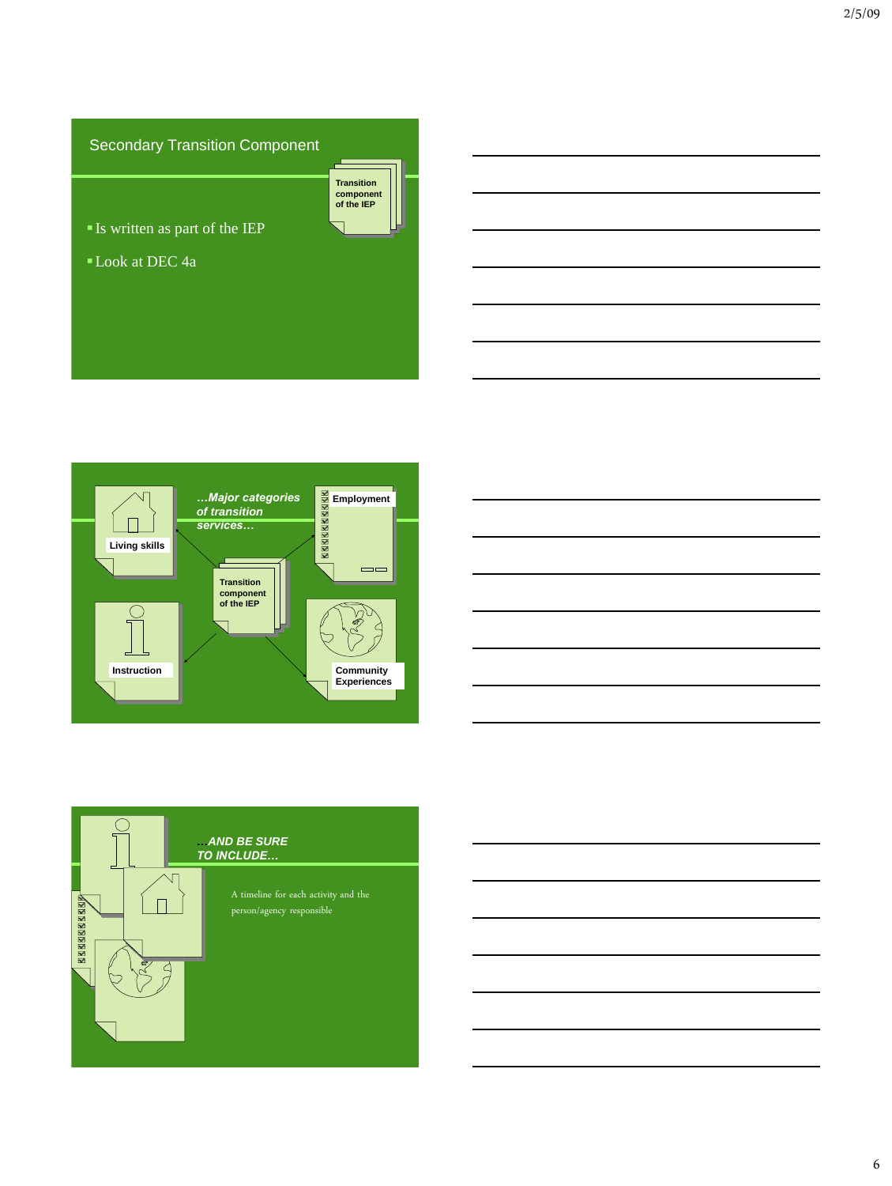## Secondary Transition Component

Transition component of the IEP

- Is written as part of the IEP
- Look at DEC 4a

*…Major categories of transition services…*

Living skills

Employment

Transition component of the IEP

Instruction

Community Experiences

***…AND BE SURE TO INCLUDE…***

A timeline for each activity and the person/agency responsible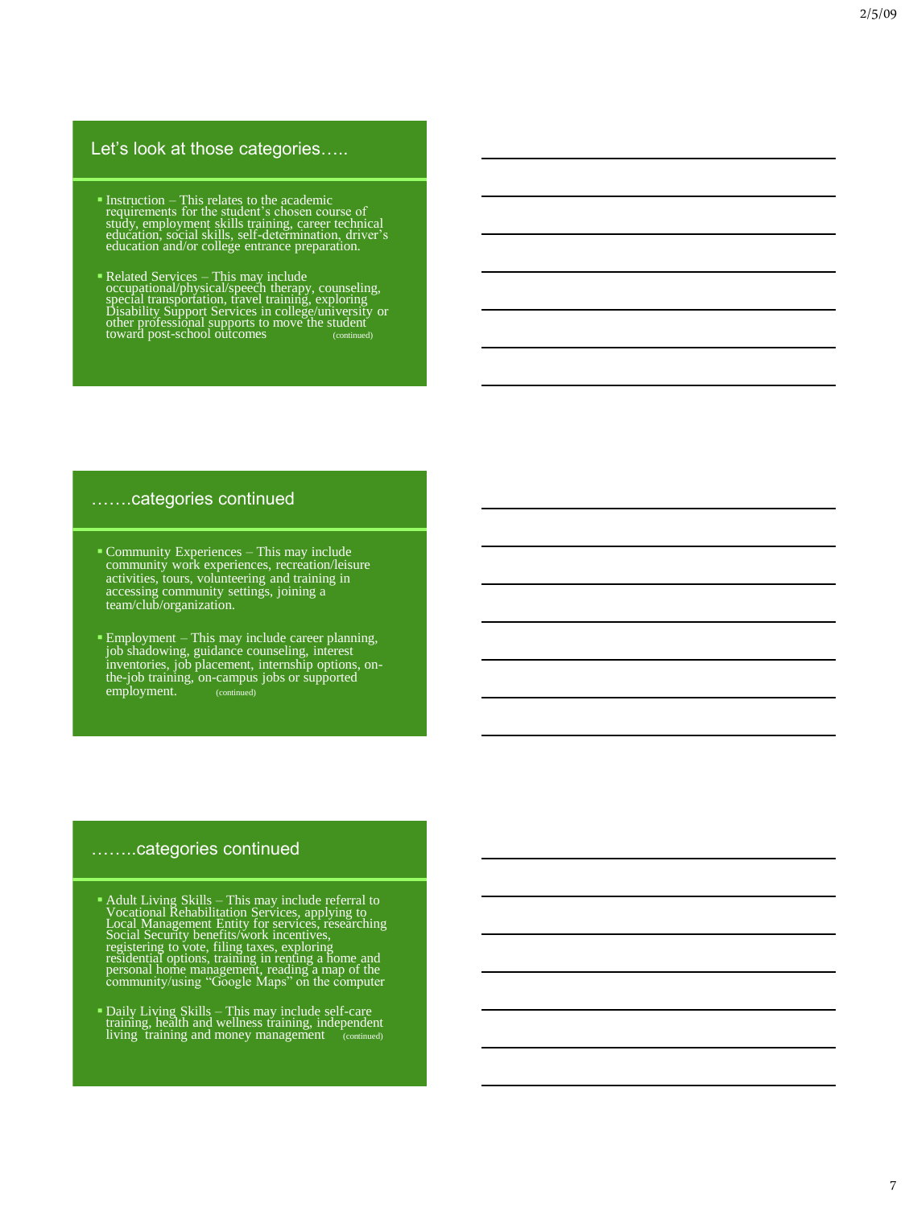## Let's look at those categories…..

- Instruction – This relates to the academic requirements for the student's chosen course of study, employment skills training, career technical education, social skills, self-determination, driver's education and/or college entrance preparation.
- Related Services – This may include occupational/physical/speech therapy, counseling, special transportation, travel training, exploring Disability Support Services in college/university or other professional supports to move the student toward post-school outcomes (continued)

## …….categories continued

- Community Experiences – This may include community work experiences, recreation/leisure activities, tours, volunteering and training in accessing community settings, joining a team/club/organization.
- Employment – This may include career planning, job shadowing, guidance counseling, interest inventories, job placement, internship options, on-the-job training, on-campus jobs or supported employment. (continued)

## ……..categories continued

- Adult Living Skills – This may include referral to Vocational Rehabilitation Services, applying to Local Management Entity for services, researching Social Security benefits/work incentives, registering to vote, filing taxes, exploring residential options, training in renting a home and personal home management, reading a map of the community/using "Google Maps" on the computer
- Daily Living Skills – This may include self-care training, health and wellness training, independent living training and money management (continued)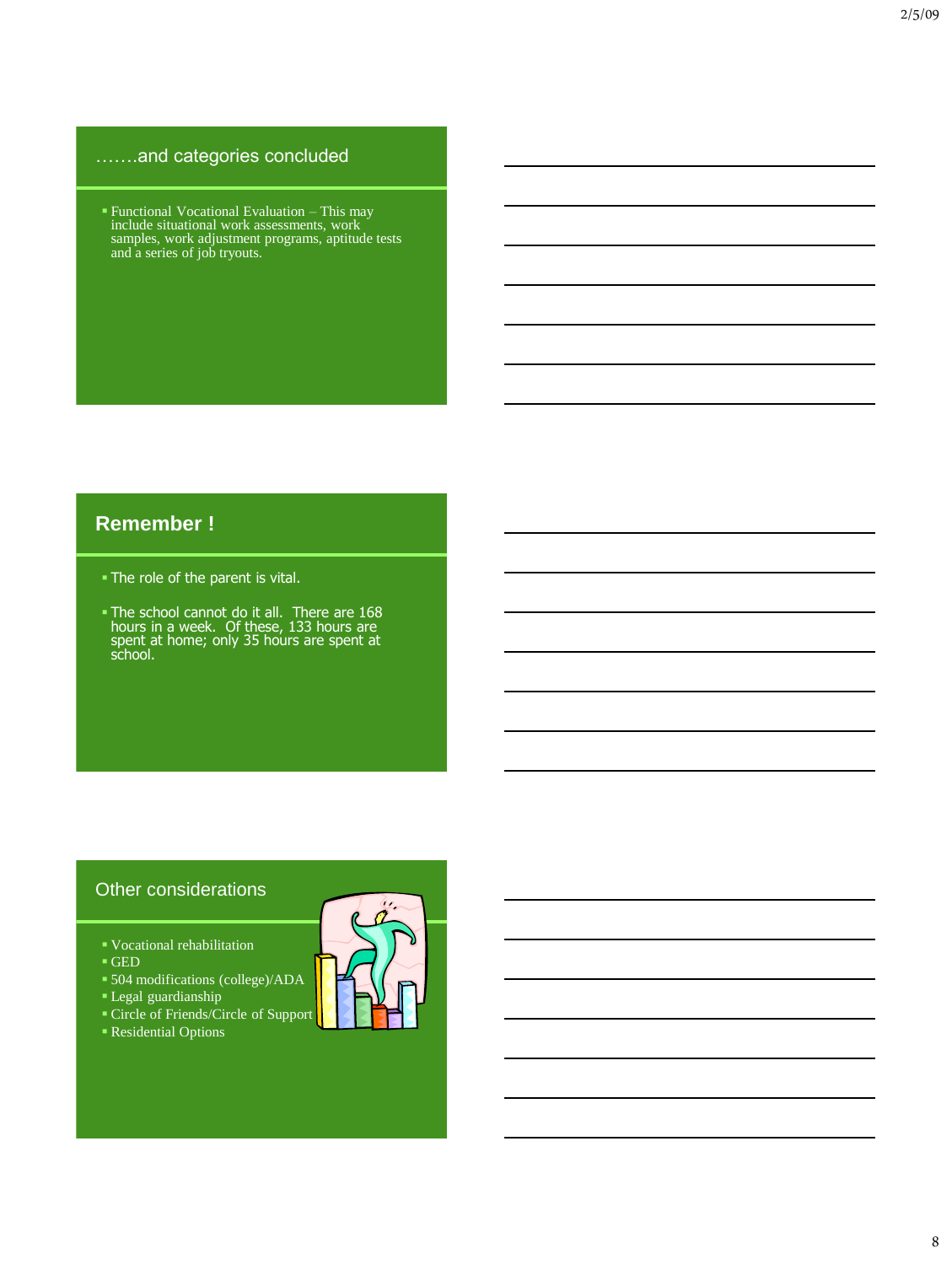## …….and categories concluded

- Functional Vocational Evaluation – This may include situational work assessments, work samples, work adjustment programs, aptitude tests and a series of job tryouts.

## Remember !

- The role of the parent is vital.
- The school cannot do it all. There are 168 hours in a week. Of these, 133 hours are spent at home; only 35 hours are spent at school.

## Other considerations

- Vocational rehabilitation
- GED
- 504 modifications (college)/ADA
- Legal guardianship
- Circle of Friends/Circle of Support
- Residential Options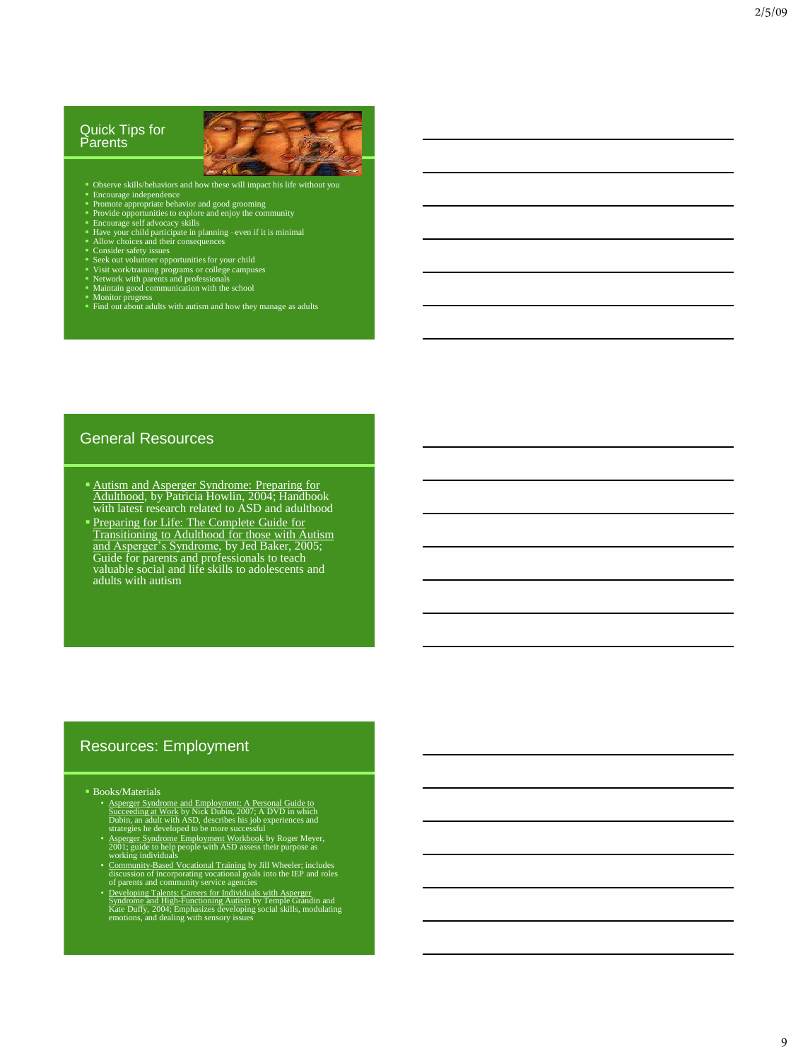## Quick Tips for Parents

- Observe skills/behaviors and how these will impact his life without you
- Encourage independence
- Promote appropriate behavior and good grooming
- Provide opportunities to explore and enjoy the community
- Encourage self advocacy skills
- Have your child participate in planning –even if it is minimal
- Allow choices and their consequences
- Consider safety issues
- Seek out volunteer opportunities for your child
- Visit work/training programs or college campuses
- Network with parents and professionals
- Maintain good communication with the school
- Monitor progress
- Find out about adults with autism and how they manage as adults

## General Resources

- Autism and Asperger Syndrome: Preparing for Adulthood, by Patricia Howlin, 2004; Handbook with latest research related to ASD and adulthood
- Preparing for Life: The Complete Guide for Transitioning to Adulthood for those with Autism and Asperger's Syndrome, by Jed Baker, 2005; Guide for parents and professionals to teach valuable social and life skills to adolescents and adults with autism

## Resources: Employment

- Books/Materials
  - Asperger Syndrome and Employment: A Personal Guide to Succeeding at Work by Nick Dubin, 2007; A DVD in which Dubin, an adult with ASD, describes his job experiences and strategies he developed to be more successful
  - Asperger Syndrome Employment Workbook by Roger Meyer, 2001; guide to help people with ASD assess their purpose as working individuals
  - Community-Based Vocational Training by Jill Wheeler; includes discussion of incorporating vocational goals into the IEP and roles of parents and community service agencies
  - Developing Talents: Careers for Individuals with Asperger Syndrome and High-Functioning Autism by Temple Grandin and Kate Duffy, 2004; Emphasizes developing social skills, modulating emotions, and dealing with sensory issues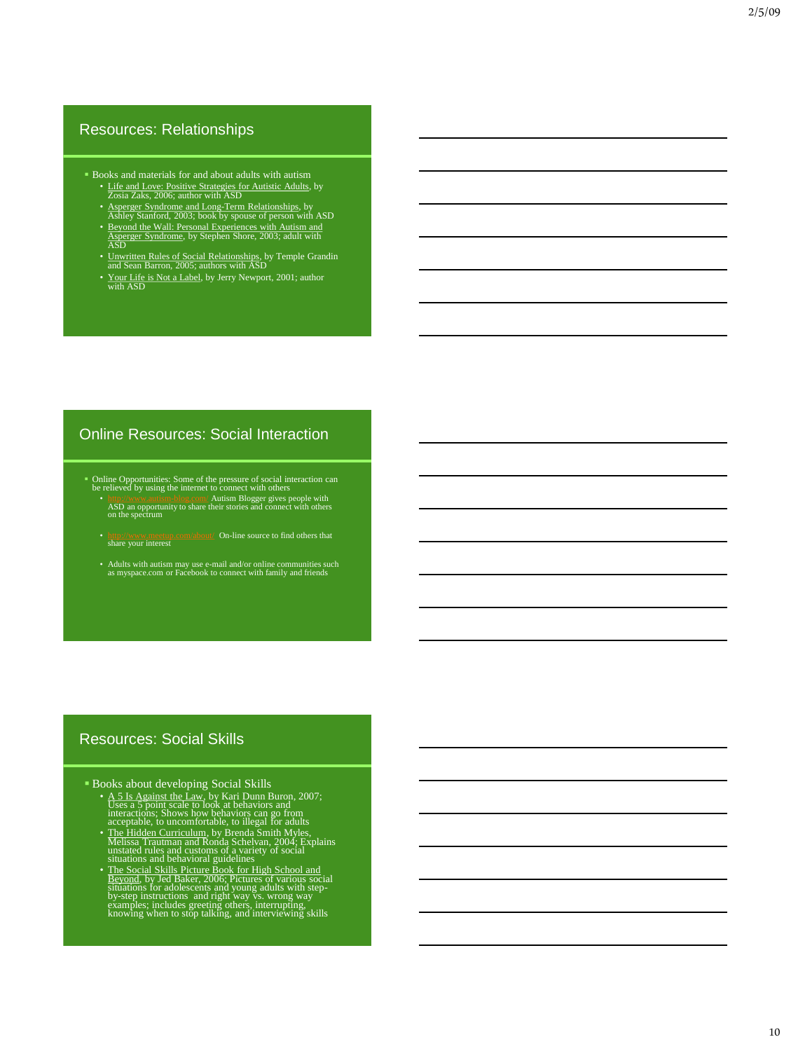## Resources: Relationships

- Books and materials for and about adults with autism
  - Life and Love: Positive Strategies for Autistic Adults, by Zosia Zaks, 2006; author with ASD
  - Asperger Syndrome and Long-Term Relationships, by Ashley Stanford, 2003; book by spouse of person with ASD
  - Beyond the Wall: Personal Experiences with Autism and Asperger Syndrome, by Stephen Shore, 2003; adult with ASD
  - Unwritten Rules of Social Relationships, by Temple Grandin and Sean Barron, 2005; authors with ASD
  - Your Life is Not a Label, by Jerry Newport, 2001; author with ASD

## Online Resources: Social Interaction

- Online Opportunities: Some of the pressure of social interaction can be relieved by using the internet to connect with others
  - http://www.autism-blog.com/ Autism Blogger gives people with ASD an opportunity to share their stories and connect with others on the spectrum
  - http://www.meetup.com/about/ On-line source to find others that share your interest
  - Adults with autism may use e-mail and/or online communities such as myspace.com or Facebook to connect with family and friends

## Resources: Social Skills

- Books about developing Social Skills
  - A 5 Is Against the Law, by Kari Dunn Buron, 2007; Uses a 5 point scale to look at behaviors and interactions; Shows how behaviors can go from acceptable, to uncomfortable, to illegal for adults
  - The Hidden Curriculum, by Brenda Smith Myles, Melissa Trautman and Ronda Schelvan, 2004; Explains unstated rules and customs of a variety of social situations and behavioral guidelines
  - The Social Skills Picture Book for High School and Beyond, by Jed Baker, 2006; Pictures of various social situations for adolescents and young adults with step-by-step instructions and right way vs. wrong way examples; includes greeting others, interrupting, knowing when to stop talking, and interviewing skills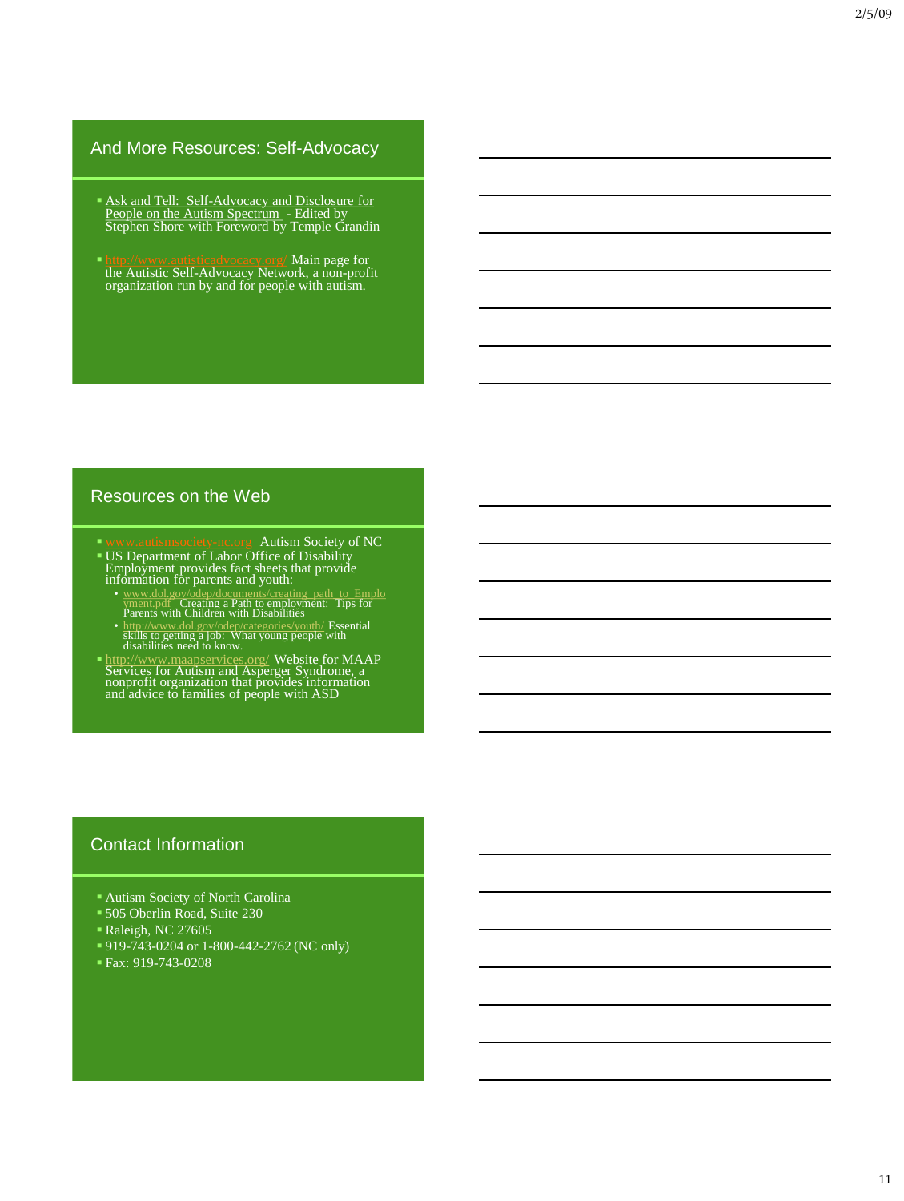## And More Resources: Self-Advocacy

- Ask and Tell: Self-Advocacy and Disclosure for People on the Autism Spectrum - Edited by Stephen Shore with Foreword by Temple Grandin
- http://www.autisticadvocacy.org/ Main page for the Autistic Self-Advocacy Network, a non-profit organization run by and for people with autism.

## Resources on the Web

- www.autismsociety-nc.org Autism Society of NC
- US Department of Labor Office of Disability Employment provides fact sheets that provide information for parents and youth:
  - www.dol.gov/odep/documents/creating_path_to_Employment.pdf Creating a Path to employment: Tips for Parents with Children with Disabilities
  - http://www.dol.gov/odep/categories/youth/ Essential skills to getting a job: What young people with disabilities need to know.
- http://www.maapservices.org/ Website for MAAP Services for Autism and Asperger Syndrome, a nonprofit organization that provides information and advice to families of people with ASD

## Contact Information

- Autism Society of North Carolina
- 505 Oberlin Road, Suite 230
- Raleigh, NC 27605
- 919-743-0204 or 1-800-442-2762 (NC only)
- Fax: 919-743-0208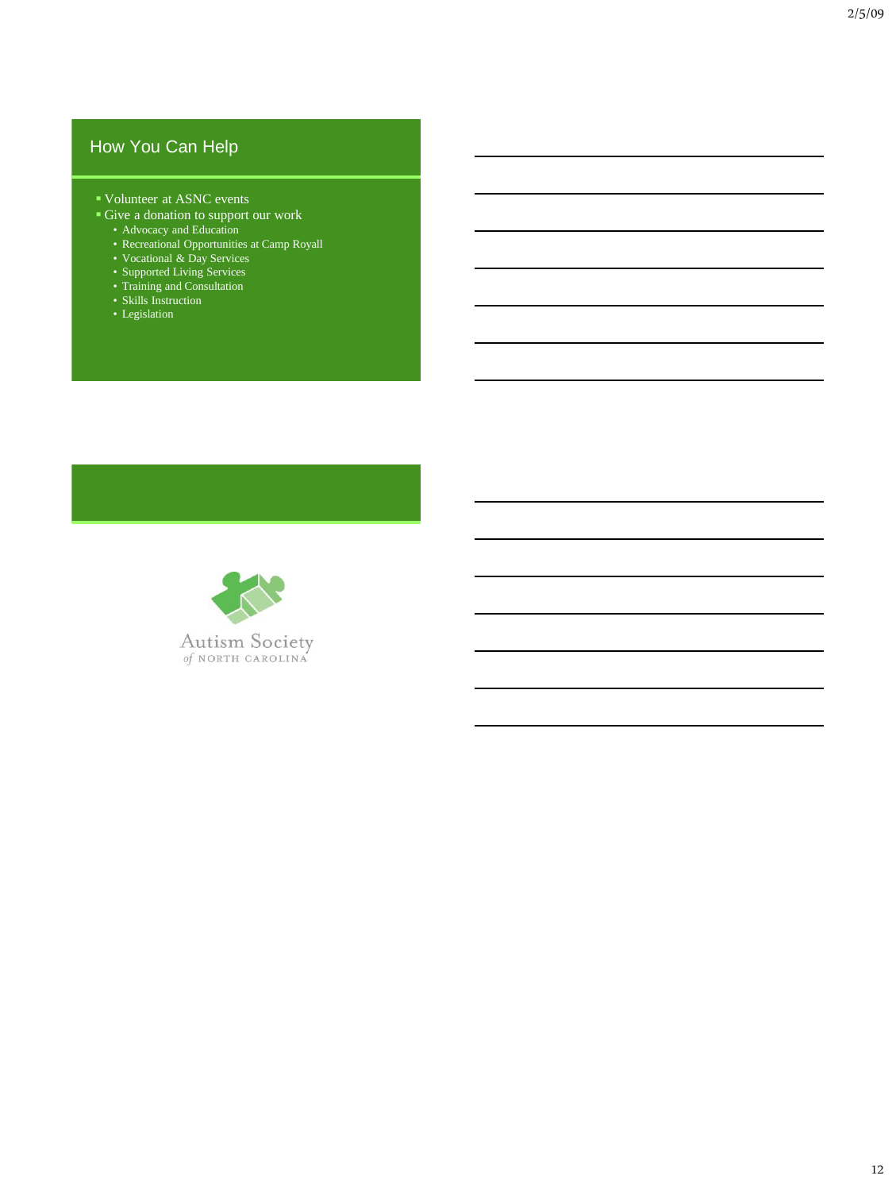## How You Can Help

- Volunteer at ASNC events
- Give a donation to support our work
  - Advocacy and Education
  - Recreational Opportunities at Camp Royall
  - Vocational & Day Services
  - Supported Living Services
  - Training and Consultation
  - Skills Instruction
  - Legislation

Autism Society
*of* NORTH CAROLINA